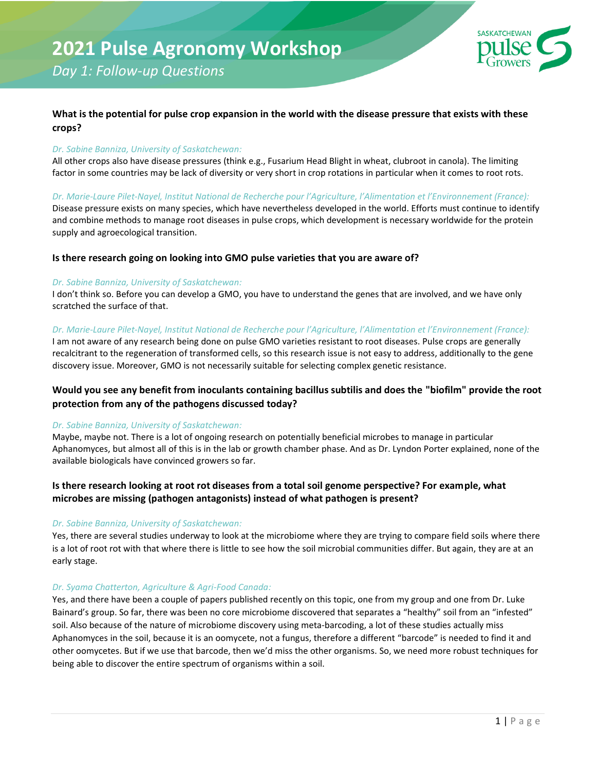# 2021 Pulse Agronomy Workshop

*Day 1: Follow-up Questions*

**What is the potential for pulse crop expansion in the world with the disease pressure that exists with these crops?**

*Dr. Sabine Banniza, University of Saskatchewan:*

All other crops also have disease pressures (think e.g., Fusarium Head Blight in wheat, clubroot in canola). The limiting factor in some countries may be lack of diversity or very short in crop rotations in particular when it comes to root rots.

*Dr. Marie-Laure Pilet-Nayel, Institut National de Recherche pour l'Agriculture, l'Alimentation et l'Environnement (France):*

Disease pressure exists on many species, which have nevertheless developed in the world. Efforts must continue to identify and combine methods to manage root diseases in pulse crops, which development is necessary worldwide for the protein supply and agroecological transition.

**Is there research going on looking into GMO pulse varieties that you are aware of?**

*Dr. Sabine Banniza, University of Saskatchewan:*

I don't think so. Before you can develop a GMO, you have to understand the genes that are involved, and we have only scratched the surface of that.

*Dr. Marie-Laure Pilet-Nayel, Institut National de Recherche pour l'Agriculture, l'Alimentation et l'Environnement (France):*

I am not aware of any research being done on pulse GMO varieties resistant to root diseases. Pulse crops are generally recalcitrant to the regeneration of transformed cells, so this research issue is not easy to address, additionally to the gene discovery issue. Moreover, GMO is not necessarily suitable for selecting complex genetic resistance.

**Would you see any benefit from inoculants containing bacillus subtilis and does the "biofilm" provide the root protection from any of the pathogens discussed today?**

*Dr. Sabine Banniza, University of Saskatchewan:*

Maybe, maybe not. There is a lot of ongoing research on potentially beneficial microbes to manage in particular Aphanomyces, but almost all of this is in the lab or growth chamber phase. And as Dr. Lyndon Porter explained, none of the available biologicals have convinced growers so far.

**Is there research looking at root rot diseases from a total soil genome perspective? For example, what microbes are missing (pathogen antagonists) instead of what pathogen is present?**

*Dr. Sabine Banniza, University of Saskatchewan:*

Yes, there are several studies underway to look at the microbiome where they are trying to compare field soils where there is a lot of root rot with that where there is little to see how the soil microbial communities differ. But again, they are at an early stage.

*Dr. Syama Chatterton, Agriculture & Agri-Food Canada:*

Yes, and there have been a couple of papers published recently on this topic, one from my group and one from Dr. Luke Bainard's group. So far, there was been no core microbiome discovered that separates a "healthy" soil from an "infested" soil. Also because of the nature of microbiome discovery using meta-barcoding, a lot of these studies actually miss Aphanomyces in the soil, because it is an oomycete, not a fungus, therefore a different "barcode" is needed to find it and other oomycetes. But if we use that barcode, then we'd miss the other organisms. So, we need more robust techniques for being able to discover the entire spectrum of organisms within a soil.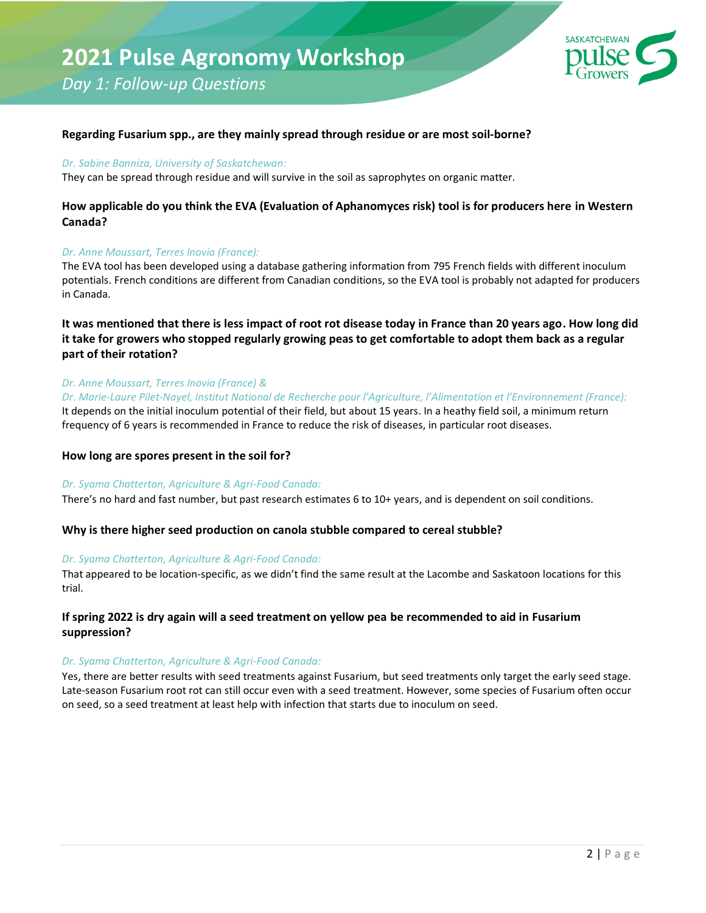**Regarding Fusarium spp., are they mainly spread through residue or are most soil-borne?**

*Dr. Sabine Banniza, University of Saskatchewan:*

They can be spread through residue and will survive in the soil as saprophytes on organic matter.

**How applicable do you think the EVA (Evaluation of Aphanomyces risk) tool is for producers here in Western Canada?**

*Dr. Anne Moussart, Terres Inovia (France):*

The EVA tool has been developed using a database gathering information from 795 French fields with different inoculum potentials. French conditions are different from Canadian conditions, so the EVA tool is probably not adapted for producers in Canada.

**It was mentioned that there is less impact of root rot disease today in France than 20 years ago. How long did it take for growers who stopped regularly growing peas to get comfortable to adopt them back as a regular part of their rotation?**

*Dr. Anne Moussart, Terres Inovia (France) &*
*Dr. Marie-Laure Pilet-Nayel, Institut National de Recherche pour l'Agriculture, l'Alimentation et l'Environnement (France):*

It depends on the initial inoculum potential of their field, but about 15 years. In a heathy field soil, a minimum return frequency of 6 years is recommended in France to reduce the risk of diseases, in particular root diseases.

**How long are spores present in the soil for?**

*Dr. Syama Chatterton, Agriculture & Agri-Food Canada:*

There's no hard and fast number, but past research estimates 6 to 10+ years, and is dependent on soil conditions.

**Why is there higher seed production on canola stubble compared to cereal stubble?**

*Dr. Syama Chatterton, Agriculture & Agri-Food Canada:*

That appeared to be location-specific, as we didn't find the same result at the Lacombe and Saskatoon locations for this trial.

**If spring 2022 is dry again will a seed treatment on yellow pea be recommended to aid in Fusarium suppression?**

*Dr. Syama Chatterton, Agriculture & Agri-Food Canada:*

Yes, there are better results with seed treatments against Fusarium, but seed treatments only target the early seed stage. Late-season Fusarium root rot can still occur even with a seed treatment. However, some species of Fusarium often occur on seed, so a seed treatment at least help with infection that starts due to inoculum on seed.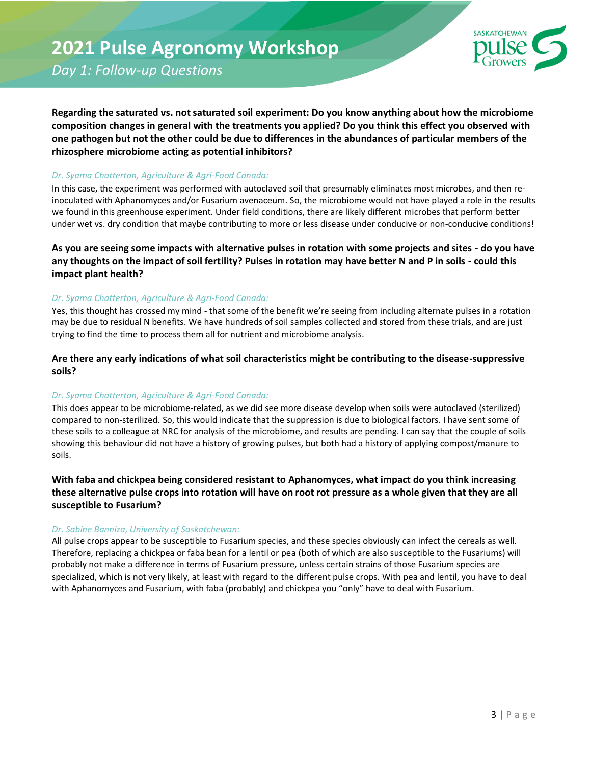**Regarding the saturated vs. not saturated soil experiment: Do you know anything about how the microbiome composition changes in general with the treatments you applied? Do you think this effect you observed with one pathogen but not the other could be due to differences in the abundances of particular members of the rhizosphere microbiome acting as potential inhibitors?**

*Dr. Syama Chatterton, Agriculture & Agri-Food Canada:*

In this case, the experiment was performed with autoclaved soil that presumably eliminates most microbes, and then re-inoculated with Aphanomyces and/or Fusarium avenaceum. So, the microbiome would not have played a role in the results we found in this greenhouse experiment. Under field conditions, there are likely different microbes that perform better under wet vs. dry condition that maybe contributing to more or less disease under conducive or non-conducive conditions!

**As you are seeing some impacts with alternative pulses in rotation with some projects and sites - do you have any thoughts on the impact of soil fertility? Pulses in rotation may have better N and P in soils - could this impact plant health?**

*Dr. Syama Chatterton, Agriculture & Agri-Food Canada:*

Yes, this thought has crossed my mind - that some of the benefit we're seeing from including alternate pulses in a rotation may be due to residual N benefits. We have hundreds of soil samples collected and stored from these trials, and are just trying to find the time to process them all for nutrient and microbiome analysis.

**Are there any early indications of what soil characteristics might be contributing to the disease-suppressive soils?**

*Dr. Syama Chatterton, Agriculture & Agri-Food Canada:*

This does appear to be microbiome-related, as we did see more disease develop when soils were autoclaved (sterilized) compared to non-sterilized. So, this would indicate that the suppression is due to biological factors. I have sent some of these soils to a colleague at NRC for analysis of the microbiome, and results are pending. I can say that the couple of soils showing this behaviour did not have a history of growing pulses, but both had a history of applying compost/manure to soils.

**With faba and chickpea being considered resistant to Aphanomyces, what impact do you think increasing these alternative pulse crops into rotation will have on root rot pressure as a whole given that they are all susceptible to Fusarium?**

*Dr. Sabine Banniza, University of Saskatchewan:*

All pulse crops appear to be susceptible to Fusarium species, and these species obviously can infect the cereals as well. Therefore, replacing a chickpea or faba bean for a lentil or pea (both of which are also susceptible to the Fusariums) will probably not make a difference in terms of Fusarium pressure, unless certain strains of those Fusarium species are specialized, which is not very likely, at least with regard to the different pulse crops. With pea and lentil, you have to deal with Aphanomyces and Fusarium, with faba (probably) and chickpea you "only" have to deal with Fusarium.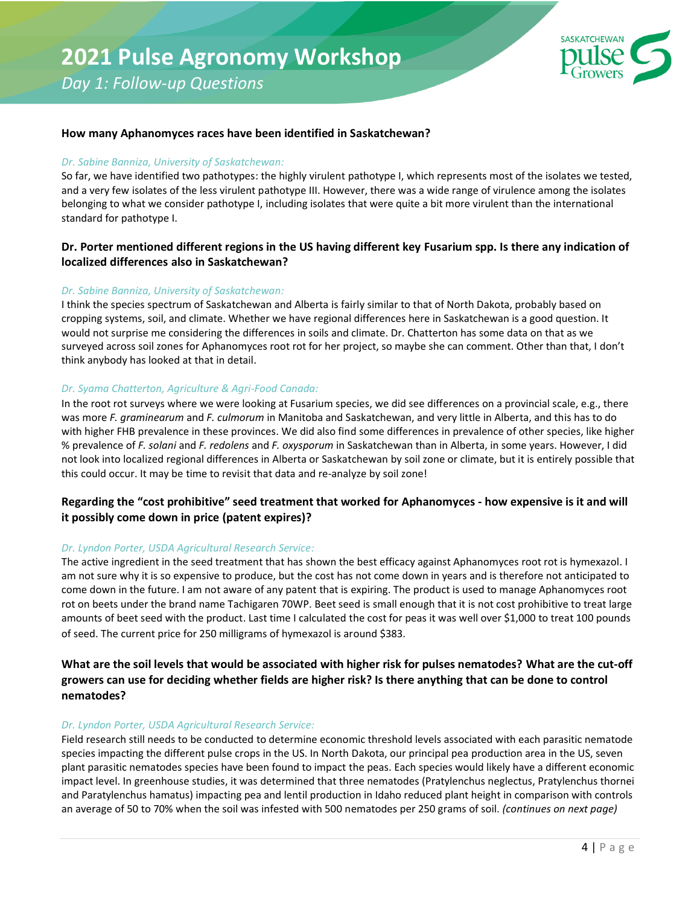**How many Aphanomyces races have been identified in Saskatchewan?**

*Dr. Sabine Banniza, University of Saskatchewan:*

So far, we have identified two pathotypes: the highly virulent pathotype I, which represents most of the isolates we tested, and a very few isolates of the less virulent pathotype III. However, there was a wide range of virulence among the isolates belonging to what we consider pathotype I, including isolates that were quite a bit more virulent than the international standard for pathotype I.

**Dr. Porter mentioned different regions in the US having different key Fusarium spp. Is there any indication of localized differences also in Saskatchewan?**

*Dr. Sabine Banniza, University of Saskatchewan:*

I think the species spectrum of Saskatchewan and Alberta is fairly similar to that of North Dakota, probably based on cropping systems, soil, and climate. Whether we have regional differences here in Saskatchewan is a good question. It would not surprise me considering the differences in soils and climate. Dr. Chatterton has some data on that as we surveyed across soil zones for Aphanomyces root rot for her project, so maybe she can comment. Other than that, I don't think anybody has looked at that in detail.

*Dr. Syama Chatterton, Agriculture & Agri-Food Canada:*

In the root rot surveys where we were looking at Fusarium species, we did see differences on a provincial scale, e.g., there was more *F. graminearum* and *F. culmorum* in Manitoba and Saskatchewan, and very little in Alberta, and this has to do with higher FHB prevalence in these provinces. We did also find some differences in prevalence of other species, like higher % prevalence of *F. solani* and *F. redolens* and *F. oxysporum* in Saskatchewan than in Alberta, in some years. However, I did not look into localized regional differences in Alberta or Saskatchewan by soil zone or climate, but it is entirely possible that this could occur. It may be time to revisit that data and re-analyze by soil zone!

**Regarding the "cost prohibitive" seed treatment that worked for Aphanomyces - how expensive is it and will it possibly come down in price (patent expires)?**

*Dr. Lyndon Porter, USDA Agricultural Research Service:*

The active ingredient in the seed treatment that has shown the best efficacy against Aphanomyces root rot is hymexazol. I am not sure why it is so expensive to produce, but the cost has not come down in years and is therefore not anticipated to come down in the future. I am not aware of any patent that is expiring. The product is used to manage Aphanomyces root rot on beets under the brand name Tachigaren 70WP. Beet seed is small enough that it is not cost prohibitive to treat large amounts of beet seed with the product. Last time I calculated the cost for peas it was well over $1,000 to treat 100 pounds of seed. The current price for 250 milligrams of hymexazol is around $383.

**What are the soil levels that would be associated with higher risk for pulses nematodes? What are the cut-off growers can use for deciding whether fields are higher risk? Is there anything that can be done to control nematodes?**

*Dr. Lyndon Porter, USDA Agricultural Research Service:*

Field research still needs to be conducted to determine economic threshold levels associated with each parasitic nematode species impacting the different pulse crops in the US. In North Dakota, our principal pea production area in the US, seven plant parasitic nematodes species have been found to impact the peas. Each species would likely have a different economic impact level. In greenhouse studies, it was determined that three nematodes (Pratylenchus neglectus, Pratylenchus thornei and Paratylenchus hamatus) impacting pea and lentil production in Idaho reduced plant height in comparison with controls an average of 50 to 70% when the soil was infested with 500 nematodes per 250 grams of soil. *(continues on next page)*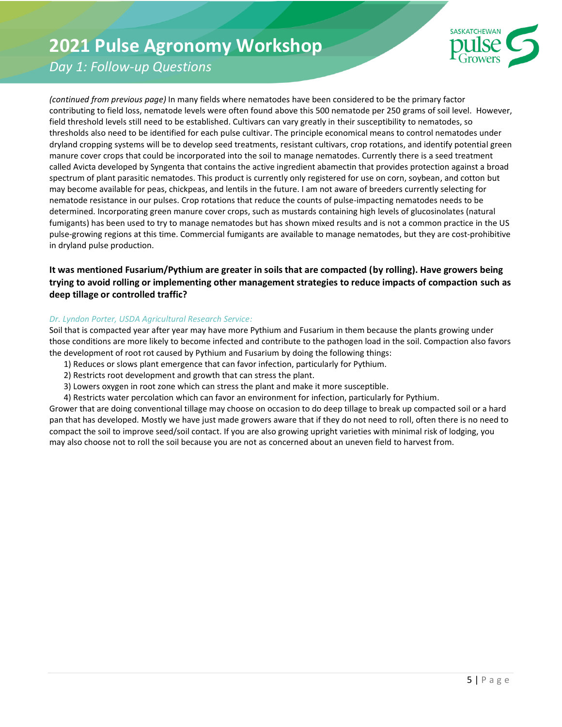*(continued from previous page)* In many fields where nematodes have been considered to be the primary factor contributing to field loss, nematode levels were often found above this 500 nematode per 250 grams of soil level. However, field threshold levels still need to be established. Cultivars can vary greatly in their susceptibility to nematodes, so thresholds also need to be identified for each pulse cultivar. The principle economical means to control nematodes under dryland cropping systems will be to develop seed treatments, resistant cultivars, crop rotations, and identify potential green manure cover crops that could be incorporated into the soil to manage nematodes. Currently there is a seed treatment called Avicta developed by Syngenta that contains the active ingredient abamectin that provides protection against a broad spectrum of plant parasitic nematodes. This product is currently only registered for use on corn, soybean, and cotton but may become available for peas, chickpeas, and lentils in the future. I am not aware of breeders currently selecting for nematode resistance in our pulses. Crop rotations that reduce the counts of pulse-impacting nematodes needs to be determined. Incorporating green manure cover crops, such as mustards containing high levels of glucosinolates (natural fumigants) has been used to try to manage nematodes but has shown mixed results and is not a common practice in the US pulse-growing regions at this time. Commercial fumigants are available to manage nematodes, but they are cost-prohibitive in dryland pulse production.

### It was mentioned Fusarium/Pythium are greater in soils that are compacted (by rolling). Have growers being trying to avoid rolling or implementing other management strategies to reduce impacts of compaction such as deep tillage or controlled traffic?

*Dr. Lyndon Porter, USDA Agricultural Research Service:*

Soil that is compacted year after year may have more Pythium and Fusarium in them because the plants growing under those conditions are more likely to become infected and contribute to the pathogen load in the soil. Compaction also favors the development of root rot caused by Pythium and Fusarium by doing the following things:

1) Reduces or slows plant emergence that can favor infection, particularly for Pythium.
2) Restricts root development and growth that can stress the plant.
3) Lowers oxygen in root zone which can stress the plant and make it more susceptible.
4) Restricts water percolation which can favor an environment for infection, particularly for Pythium.

Grower that are doing conventional tillage may choose on occasion to do deep tillage to break up compacted soil or a hard pan that has developed. Mostly we have just made growers aware that if they do not need to roll, often there is no need to compact the soil to improve seed/soil contact. If you are also growing upright varieties with minimal risk of lodging, you may also choose not to roll the soil because you are not as concerned about an uneven field to harvest from.